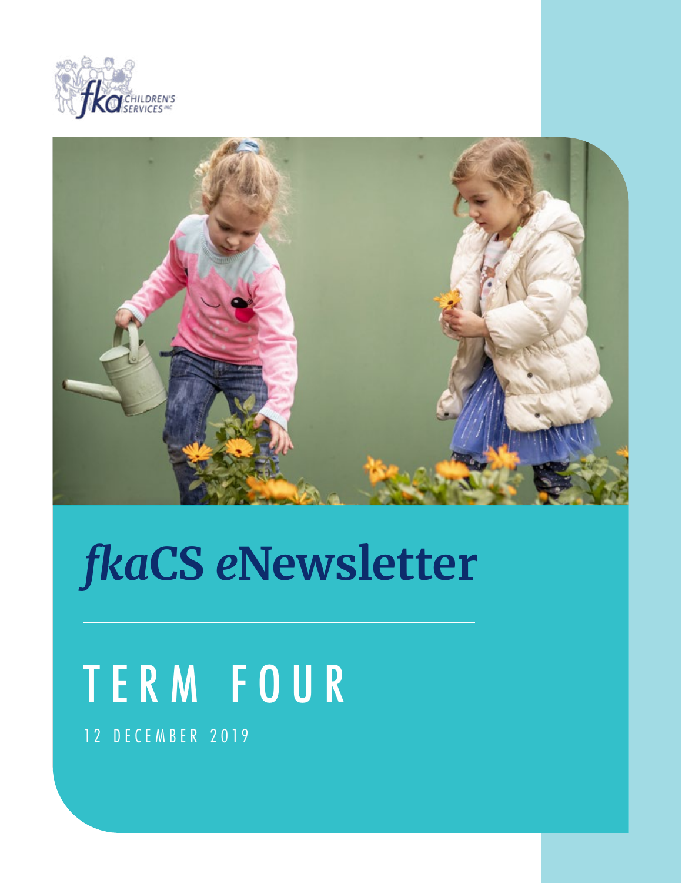# *fka*CS *e*Newsletter

## TERM FOUR

12 DECEMBER 2019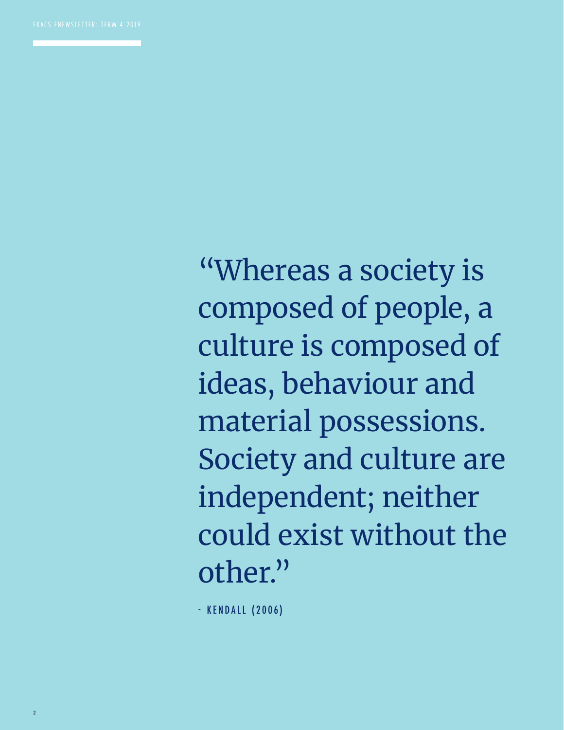"Whereas a society is composed of people, a culture is composed of ideas, behaviour and material possessions. Society and culture are independent; neither could exist without the other."

- KENDALL (2006)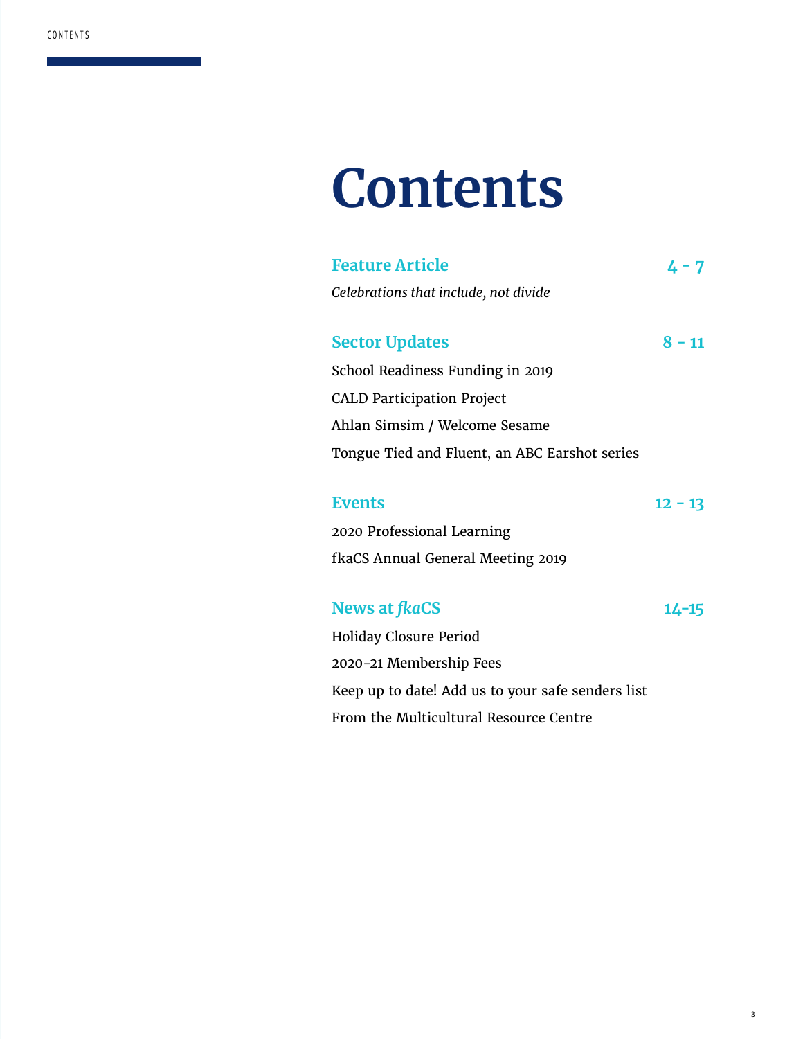# Contents

## Feature Article — 4 - 7

*Celebrations that include, not divide*

## Sector Updates — 8 - 11

School Readiness Funding in 2019

CALD Participation Project

Ahlan Simsim / Welcome Sesame

Tongue Tied and Fluent, an ABC Earshot series

## Events — 12 - 13

2020 Professional Learning

fkaCS Annual General Meeting 2019

## News at *fka*CS — 14-15

Holiday Closure Period

2020-21 Membership Fees

Keep up to date! Add us to your safe senders list

From the Multicultural Resource Centre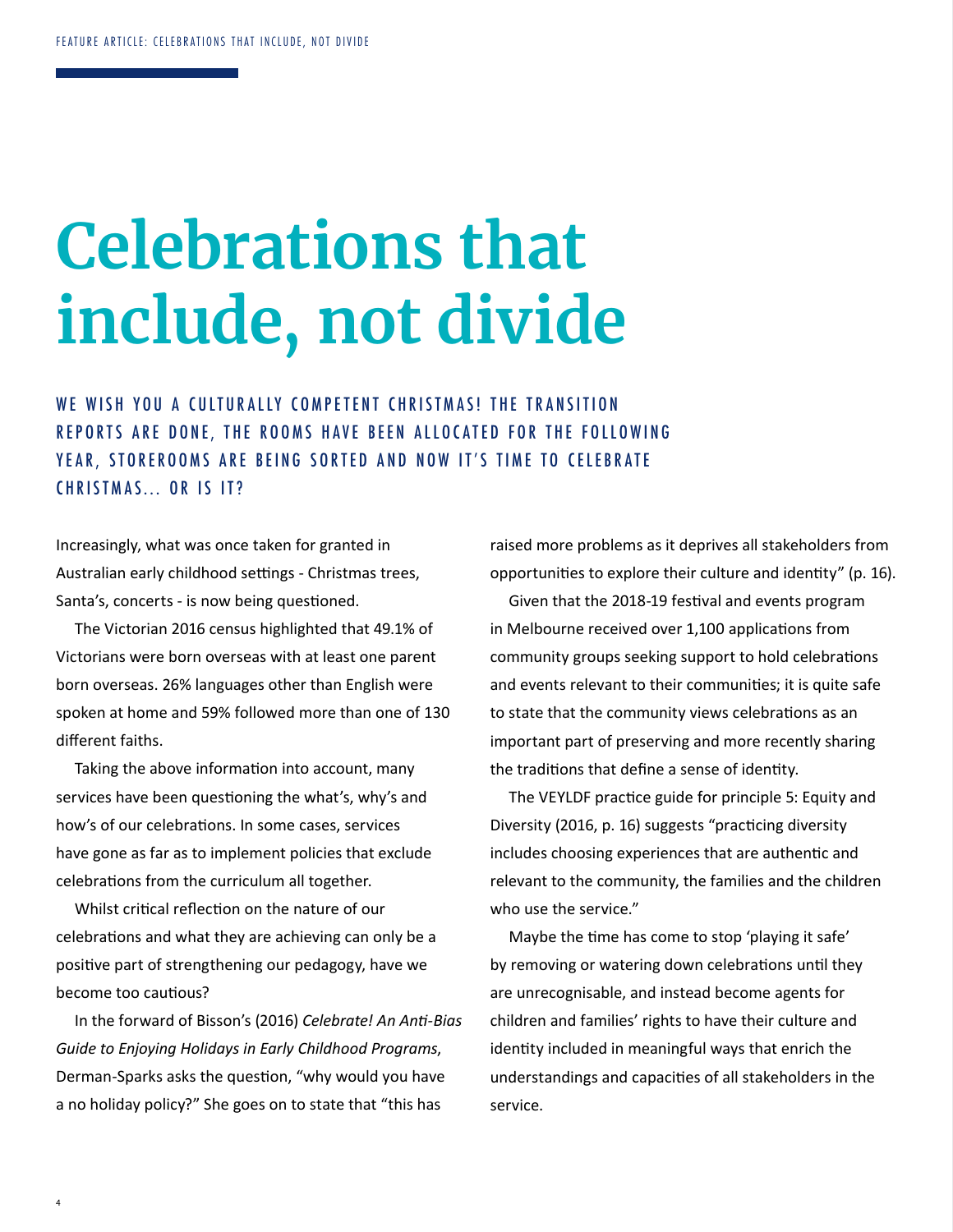# Celebrations that include, not divide

WE WISH YOU A CULTURALLY COMPETENT CHRISTMAS! THE TRANSITION REPORTS ARE DONE, THE ROOMS HAVE BEEN ALLOCATED FOR THE FOLLOWING YEAR, STOREROOMS ARE BEING SORTED AND NOW IT'S TIME TO CELEBRATE CHRISTMAS... OR IS IT?

Increasingly, what was once taken for granted in Australian early childhood settings - Christmas trees, Santa's, concerts - is now being questioned.

The Victorian 2016 census highlighted that 49.1% of Victorians were born overseas with at least one parent born overseas. 26% languages other than English were spoken at home and 59% followed more than one of 130 different faiths.

Taking the above information into account, many services have been questioning the what's, why's and how's of our celebrations. In some cases, services have gone as far as to implement policies that exclude celebrations from the curriculum all together.

Whilst critical reflection on the nature of our celebrations and what they are achieving can only be a positive part of strengthening our pedagogy, have we become too cautious?

In the forward of Bisson's (2016) *Celebrate! An Anti-Bias Guide to Enjoying Holidays in Early Childhood Programs*, Derman-Sparks asks the question, "why would you have a no holiday policy?" She goes on to state that "this has raised more problems as it deprives all stakeholders from opportunities to explore their culture and identity" (p. 16).

Given that the 2018-19 festival and events program in Melbourne received over 1,100 applications from community groups seeking support to hold celebrations and events relevant to their communities; it is quite safe to state that the community views celebrations as an important part of preserving and more recently sharing the traditions that define a sense of identity.

The VEYLDF practice guide for principle 5: Equity and Diversity (2016, p. 16) suggests "practicing diversity includes choosing experiences that are authentic and relevant to the community, the families and the children who use the service."

Maybe the time has come to stop 'playing it safe' by removing or watering down celebrations until they are unrecognisable, and instead become agents for children and families' rights to have their culture and identity included in meaningful ways that enrich the understandings and capacities of all stakeholders in the service.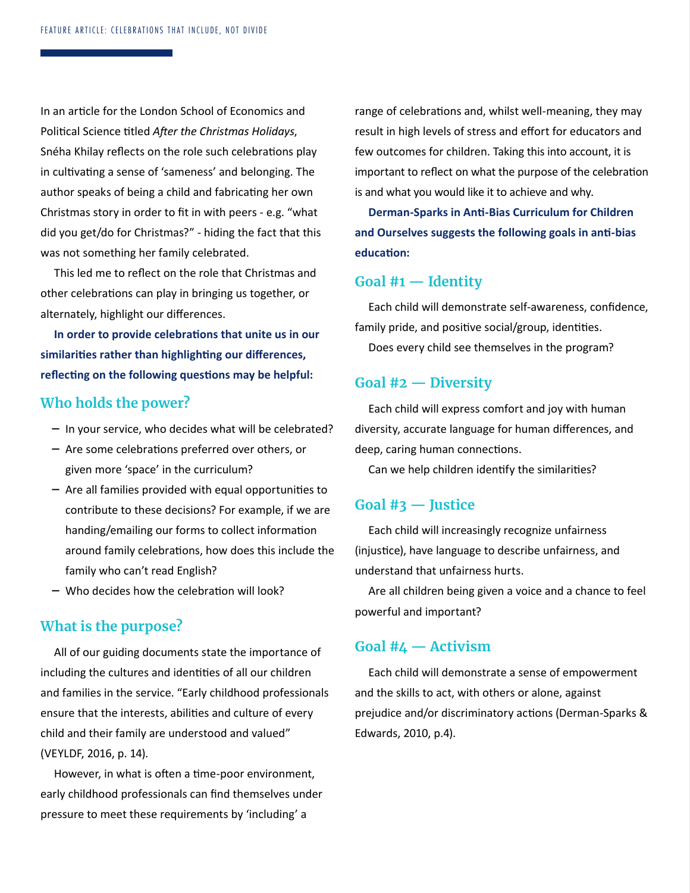In an article for the London School of Economics and Political Science titled *After the Christmas Holidays*, Snéha Khilay reflects on the role such celebrations play in cultivating a sense of 'sameness' and belonging. The author speaks of being a child and fabricating her own Christmas story in order to fit in with peers - e.g. "what did you get/do for Christmas?" - hiding the fact that this was not something her family celebrated.

This led me to reflect on the role that Christmas and other celebrations can play in bringing us together, or alternately, highlight our differences.

**In order to provide celebrations that unite us in our similarities rather than highlighting our differences, reflecting on the following questions may be helpful:**

## Who holds the power?

- In your service, who decides what will be celebrated?
- Are some celebrations preferred over others, or given more 'space' in the curriculum?
- Are all families provided with equal opportunities to contribute to these decisions? For example, if we are handing/emailing our forms to collect information around family celebrations, how does this include the family who can't read English?
- Who decides how the celebration will look?

## What is the purpose?

All of our guiding documents state the importance of including the cultures and identities of all our children and families in the service. "Early childhood professionals ensure that the interests, abilities and culture of every child and their family are understood and valued" (VEYLDF, 2016, p. 14).

However, in what is often a time-poor environment, early childhood professionals can find themselves under pressure to meet these requirements by 'including' a range of celebrations and, whilst well-meaning, they may result in high levels of stress and effort for educators and few outcomes for children. Taking this into account, it is important to reflect on what the purpose of the celebration is and what you would like it to achieve and why.

**Derman-Sparks in Anti-Bias Curriculum for Children and Ourselves suggests the following goals in anti-bias education:**

## Goal #1 — Identity

Each child will demonstrate self-awareness, confidence, family pride, and positive social/group, identities.

Does every child see themselves in the program?

## Goal #2 — Diversity

Each child will express comfort and joy with human diversity, accurate language for human differences, and deep, caring human connections.

Can we help children identify the similarities?

## Goal #3 — Justice

Each child will increasingly recognize unfairness (injustice), have language to describe unfairness, and understand that unfairness hurts.

Are all children being given a voice and a chance to feel powerful and important?

## Goal #4 — Activism

Each child will demonstrate a sense of empowerment and the skills to act, with others or alone, against prejudice and/or discriminatory actions (Derman-Sparks & Edwards, 2010, p.4).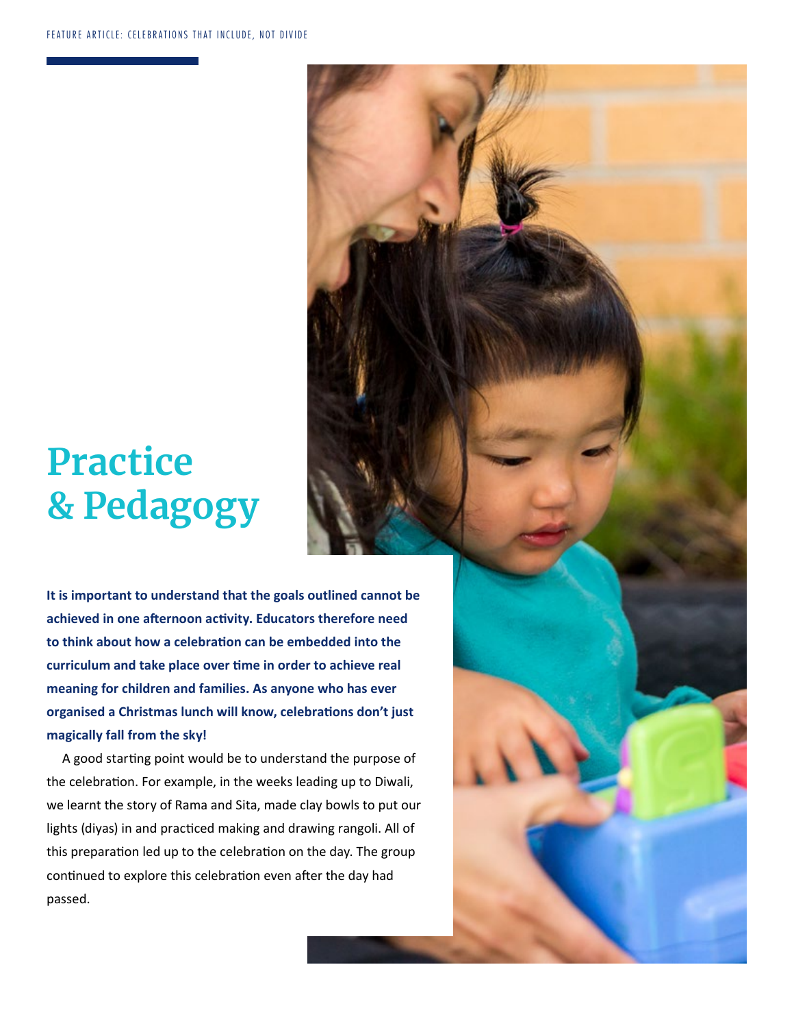# Practice & Pedagogy

**It is important to understand that the goals outlined cannot be achieved in one afternoon activity. Educators therefore need to think about how a celebration can be embedded into the curriculum and take place over time in order to achieve real meaning for children and families. As anyone who has ever organised a Christmas lunch will know, celebrations don't just magically fall from the sky!**

A good starting point would be to understand the purpose of the celebration. For example, in the weeks leading up to Diwali, we learnt the story of Rama and Sita, made clay bowls to put our lights (diyas) in and practiced making and drawing rangoli. All of this preparation led up to the celebration on the day. The group continued to explore this celebration even after the day had passed.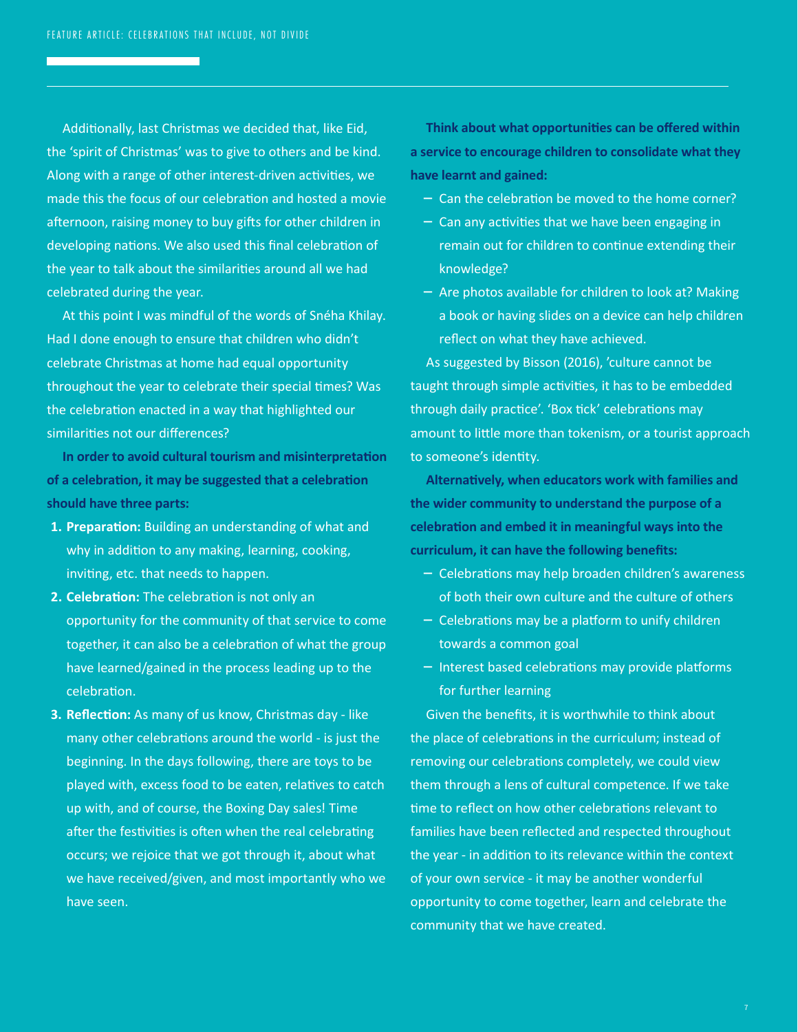Additionally, last Christmas we decided that, like Eid, the 'spirit of Christmas' was to give to others and be kind. Along with a range of other interest-driven activities, we made this the focus of our celebration and hosted a movie afternoon, raising money to buy gifts for other children in developing nations. We also used this final celebration of the year to talk about the similarities around all we had celebrated during the year.

At this point I was mindful of the words of Snéha Khilay. Had I done enough to ensure that children who didn't celebrate Christmas at home had equal opportunity throughout the year to celebrate their special times? Was the celebration enacted in a way that highlighted our similarities not our differences?

**In order to avoid cultural tourism and misinterpretation of a celebration, it may be suggested that a celebration should have three parts:**

1. **Preparation:** Building an understanding of what and why in addition to any making, learning, cooking, inviting, etc. that needs to happen.
2. **Celebration:** The celebration is not only an opportunity for the community of that service to come together, it can also be a celebration of what the group have learned/gained in the process leading up to the celebration.
3. **Reflection:** As many of us know, Christmas day - like many other celebrations around the world - is just the beginning. In the days following, there are toys to be played with, excess food to be eaten, relatives to catch up with, and of course, the Boxing Day sales! Time after the festivities is often when the real celebrating occurs; we rejoice that we got through it, about what we have received/given, and most importantly who we have seen.

**Think about what opportunities can be offered within a service to encourage children to consolidate what they have learnt and gained:**

- Can the celebration be moved to the home corner?
- Can any activities that we have been engaging in remain out for children to continue extending their knowledge?
- Are photos available for children to look at? Making a book or having slides on a device can help children reflect on what they have achieved.

As suggested by Bisson (2016), 'culture cannot be taught through simple activities, it has to be embedded through daily practice'. 'Box tick' celebrations may amount to little more than tokenism, or a tourist approach to someone's identity.

**Alternatively, when educators work with families and the wider community to understand the purpose of a celebration and embed it in meaningful ways into the curriculum, it can have the following benefits:**

- Celebrations may help broaden children's awareness of both their own culture and the culture of others
- Celebrations may be a platform to unify children towards a common goal
- Interest based celebrations may provide platforms for further learning

Given the benefits, it is worthwhile to think about the place of celebrations in the curriculum; instead of removing our celebrations completely, we could view them through a lens of cultural competence. If we take time to reflect on how other celebrations relevant to families have been reflected and respected throughout the year - in addition to its relevance within the context of your own service - it may be another wonderful opportunity to come together, learn and celebrate the community that we have created.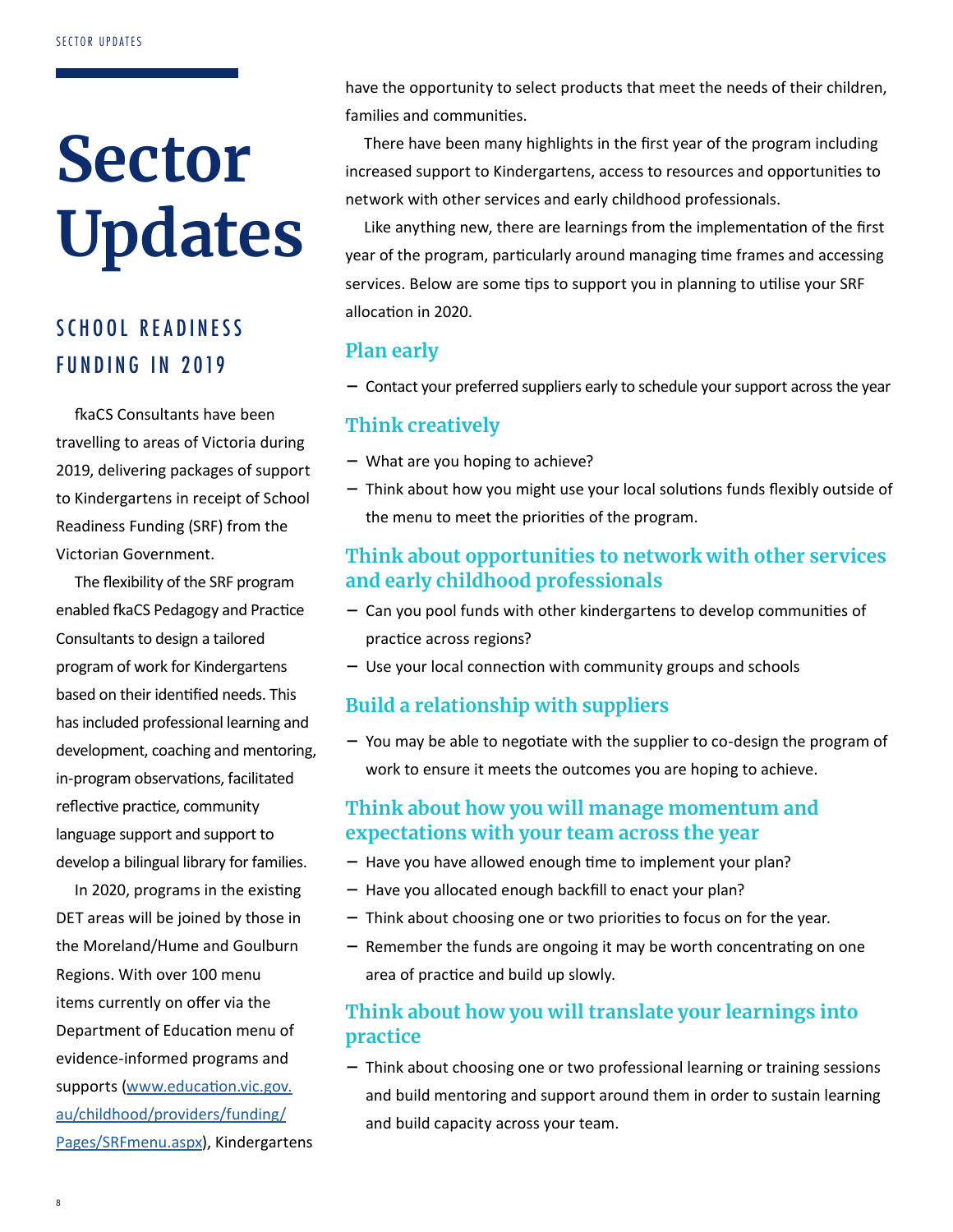# Sector Updates

## SCHOOL READINESS FUNDING IN 2019

fkaCS Consultants have been travelling to areas of Victoria during 2019, delivering packages of support to Kindergartens in receipt of School Readiness Funding (SRF) from the Victorian Government.

The flexibility of the SRF program enabled fkaCS Pedagogy and Practice Consultants to design a tailored program of work for Kindergartens based on their identified needs. This has included professional learning and development, coaching and mentoring, in-program observations, facilitated reflective practice, community language support and support to develop a bilingual library for families.

In 2020, programs in the existing DET areas will be joined by those in the Moreland/Hume and Goulburn Regions. With over 100 menu items currently on offer via the Department of Education menu of evidence-informed programs and supports ([www.education.vic.gov.au/childhood/providers/funding/Pages/SRFmenu.aspx](www.education.vic.gov.au/childhood/providers/funding/Pages/SRFmenu.aspx)), Kindergartens have the opportunity to select products that meet the needs of their children, families and communities.

There have been many highlights in the first year of the program including increased support to Kindergartens, access to resources and opportunities to network with other services and early childhood professionals.

Like anything new, there are learnings from the implementation of the first year of the program, particularly around managing time frames and accessing services. Below are some tips to support you in planning to utilise your SRF allocation in 2020.

### Plan early

- Contact your preferred suppliers early to schedule your support across the year

### Think creatively

- What are you hoping to achieve?
- Think about how you might use your local solutions funds flexibly outside of the menu to meet the priorities of the program.

### Think about opportunities to network with other services and early childhood professionals

- Can you pool funds with other kindergartens to develop communities of practice across regions?
- Use your local connection with community groups and schools

### Build a relationship with suppliers

- You may be able to negotiate with the supplier to co-design the program of work to ensure it meets the outcomes you are hoping to achieve.

### Think about how you will manage momentum and expectations with your team across the year

- Have you have allowed enough time to implement your plan?
- Have you allocated enough backfill to enact your plan?
- Think about choosing one or two priorities to focus on for the year.
- Remember the funds are ongoing it may be worth concentrating on one area of practice and build up slowly.

### Think about how you will translate your learnings into practice

- Think about choosing one or two professional learning or training sessions and build mentoring and support around them in order to sustain learning and build capacity across your team.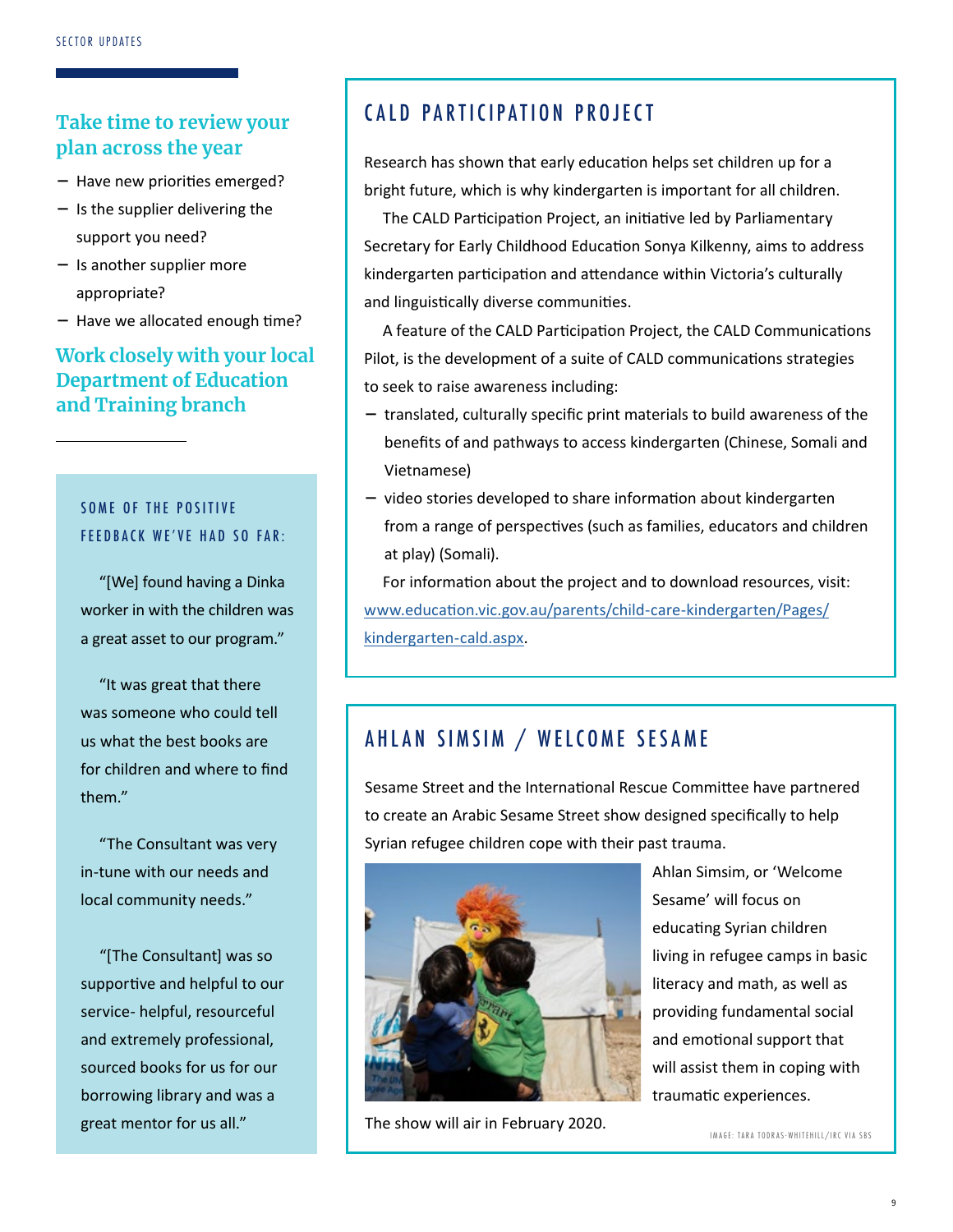## Take time to review your plan across the year

- Have new priorities emerged?
- Is the supplier delivering the support you need?
- Is another supplier more appropriate?
- Have we allocated enough time?

## Work closely with your local Department of Education and Training branch

### SOME OF THE POSITIVE FEEDBACK WE'VE HAD SO FAR:

"[We] found having a Dinka worker in with the children was a great asset to our program."

"It was great that there was someone who could tell us what the best books are for children and where to find them."

"The Consultant was very in-tune with our needs and local community needs."

"[The Consultant] was so supportive and helpful to our service- helpful, resourceful and extremely professional, sourced books for us for our borrowing library and was a great mentor for us all."

## CALD PARTICIPATION PROJECT

Research has shown that early education helps set children up for a bright future, which is why kindergarten is important for all children.

The CALD Participation Project, an initiative led by Parliamentary Secretary for Early Childhood Education Sonya Kilkenny, aims to address kindergarten participation and attendance within Victoria's culturally and linguistically diverse communities.

A feature of the CALD Participation Project, the CALD Communications Pilot, is the development of a suite of CALD communications strategies to seek to raise awareness including:

- translated, culturally specific print materials to build awareness of the benefits of and pathways to access kindergarten (Chinese, Somali and Vietnamese)
- video stories developed to share information about kindergarten from a range of perspectives (such as families, educators and children at play) (Somali).

For information about the project and to download resources, visit: www.education.vic.gov.au/parents/child-care-kindergarten/Pages/kindergarten-cald.aspx.

## AHLAN SIMSIM / WELCOME SESAME

Sesame Street and the International Rescue Committee have partnered to create an Arabic Sesame Street show designed specifically to help Syrian refugee children cope with their past trauma.

Ahlan Simsim, or 'Welcome Sesame' will focus on educating Syrian children living in refugee camps in basic literacy and math, as well as providing fundamental social and emotional support that will assist them in coping with traumatic experiences.

The show will air in February 2020.

IMAGE: TARA TODRAS-WHITEHILL/IRC VIA SBS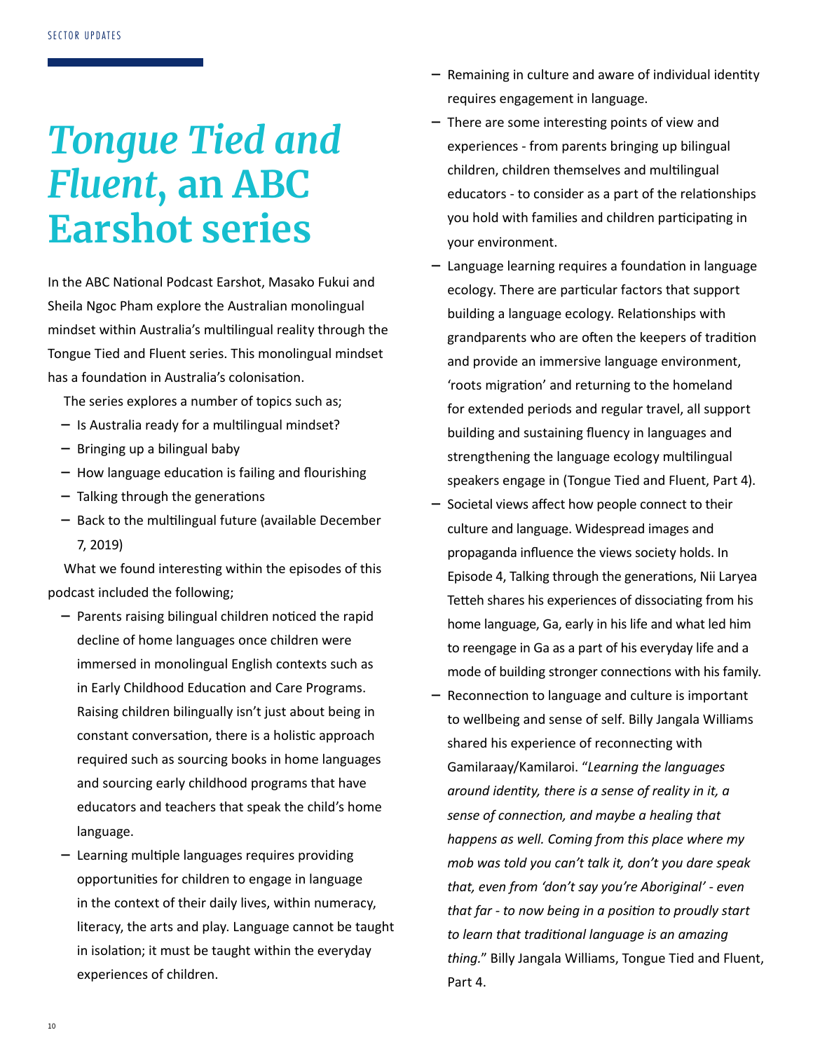# *Tongue Tied and Fluent*, an ABC Earshot series

In the ABC National Podcast Earshot, Masako Fukui and Sheila Ngoc Pham explore the Australian monolingual mindset within Australia's multilingual reality through the Tongue Tied and Fluent series. This monolingual mindset has a foundation in Australia's colonisation.

The series explores a number of topics such as;

- Is Australia ready for a multilingual mindset?
- Bringing up a bilingual baby
- How language education is failing and flourishing
- Talking through the generations
- Back to the multilingual future (available December 7, 2019)

What we found interesting within the episodes of this podcast included the following;

- Parents raising bilingual children noticed the rapid decline of home languages once children were immersed in monolingual English contexts such as in Early Childhood Education and Care Programs. Raising children bilingually isn't just about being in constant conversation, there is a holistic approach required such as sourcing books in home languages and sourcing early childhood programs that have educators and teachers that speak the child's home language.
- Learning multiple languages requires providing opportunities for children to engage in language in the context of their daily lives, within numeracy, literacy, the arts and play. Language cannot be taught in isolation; it must be taught within the everyday experiences of children.
- Remaining in culture and aware of individual identity requires engagement in language.
- There are some interesting points of view and experiences - from parents bringing up bilingual children, children themselves and multilingual educators - to consider as a part of the relationships you hold with families and children participating in your environment.
- Language learning requires a foundation in language ecology. There are particular factors that support building a language ecology. Relationships with grandparents who are often the keepers of tradition and provide an immersive language environment, 'roots migration' and returning to the homeland for extended periods and regular travel, all support building and sustaining fluency in languages and strengthening the language ecology multilingual speakers engage in (Tongue Tied and Fluent, Part 4).
- Societal views affect how people connect to their culture and language. Widespread images and propaganda influence the views society holds. In Episode 4, Talking through the generations, Nii Laryea Tetteh shares his experiences of dissociating from his home language, Ga, early in his life and what led him to reengage in Ga as a part of his everyday life and a mode of building stronger connections with his family.
- Reconnection to language and culture is important to wellbeing and sense of self. Billy Jangala Williams shared his experience of reconnecting with Gamilaraay/Kamilaroi. "*Learning the languages around identity, there is a sense of reality in it, a sense of connection, and maybe a healing that happens as well. Coming from this place where my mob was told you can't talk it, don't you dare speak that, even from 'don't say you're Aboriginal' - even that far - to now being in a position to proudly start to learn that traditional language is an amazing thing.*" Billy Jangala Williams, Tongue Tied and Fluent, Part 4.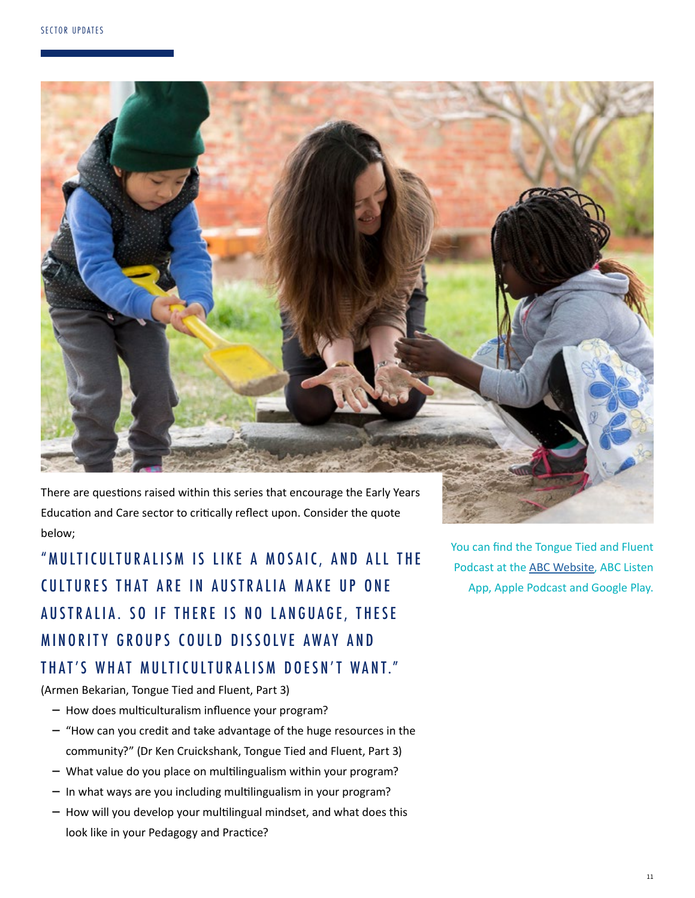There are questions raised within this series that encourage the Early Years Education and Care sector to critically reflect upon. Consider the quote below;

## "MULTICULTURALISM IS LIKE A MOSAIC, AND ALL THE CULTURES THAT ARE IN AUSTRALIA MAKE UP ONE AUSTRALIA. SO IF THERE IS NO LANGUAGE, THESE MINORITY GROUPS COULD DISSOLVE AWAY AND THAT'S WHAT MULTICULTURALISM DOESN'T WANT."

(Armen Bekarian, Tongue Tied and Fluent, Part 3)

- How does multiculturalism influence your program?
- "How can you credit and take advantage of the huge resources in the community?" (Dr Ken Cruickshank, Tongue Tied and Fluent, Part 3)
- What value do you place on multilingualism within your program?
- In what ways are you including multilingualism in your program?
- How will you develop your multilingual mindset, and what does this look like in your Pedagogy and Practice?

You can find the Tongue Tied and Fluent Podcast at the ABC Website, ABC Listen App, Apple Podcast and Google Play.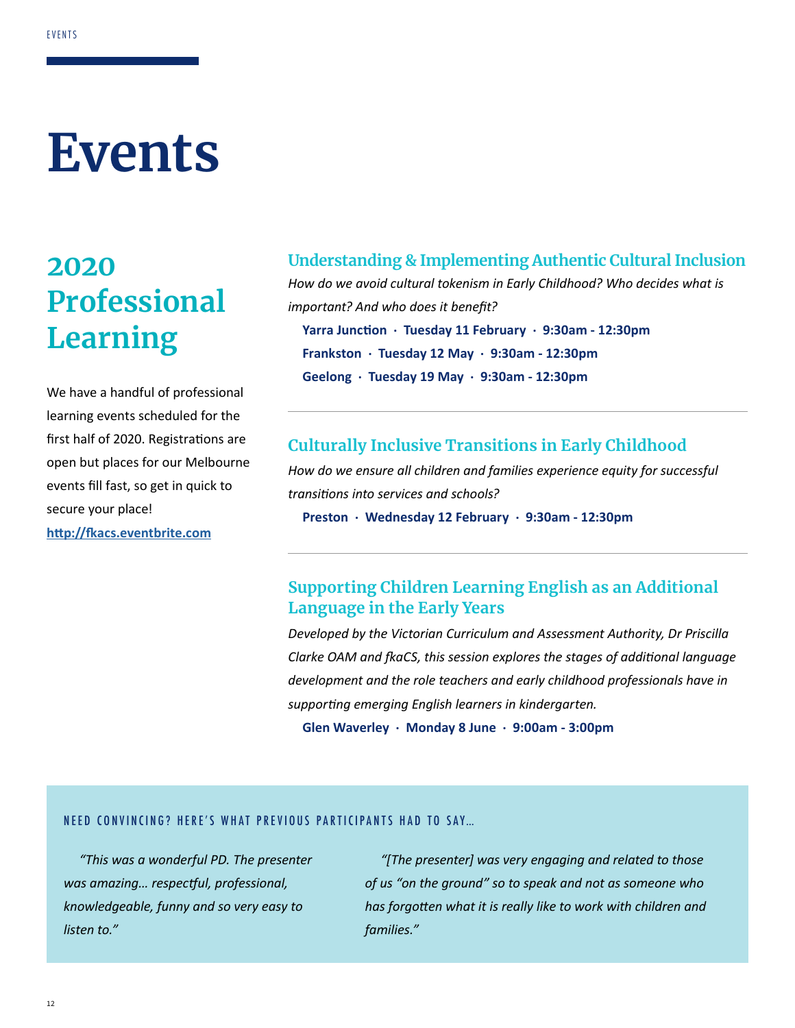# Events

## 2020 Professional Learning

We have a handful of professional learning events scheduled for the first half of 2020. Registrations are open but places for our Melbourne events fill fast, so get in quick to secure your place!

**http://fkacs.eventbrite.com**

### Understanding & Implementing Authentic Cultural Inclusion

*How do we avoid cultural tokenism in Early Childhood? Who decides what is important? And who does it benefit?*

**Yarra Junction · Tuesday 11 February · 9:30am - 12:30pm**

**Frankston · Tuesday 12 May · 9:30am - 12:30pm**

**Geelong · Tuesday 19 May · 9:30am - 12:30pm**

---

### Culturally Inclusive Transitions in Early Childhood

*How do we ensure all children and families experience equity for successful transitions into services and schools?*

**Preston · Wednesday 12 February · 9:30am - 12:30pm**

---

### Supporting Children Learning English as an Additional Language in the Early Years

*Developed by the Victorian Curriculum and Assessment Authority, Dr Priscilla Clarke OAM and fkaCS, this session explores the stages of additional language development and the role teachers and early childhood professionals have in supporting emerging English learners in kindergarten.*

**Glen Waverley · Monday 8 June · 9:00am - 3:00pm**

NEED CONVINCING? HERE'S WHAT PREVIOUS PARTICIPANTS HAD TO SAY...

*"This was a wonderful PD. The presenter was amazing... respectful, professional, knowledgeable, funny and so very easy to listen to."*

*"[The presenter] was very engaging and related to those of us "on the ground" so to speak and not as someone who has forgotten what it is really like to work with children and families."*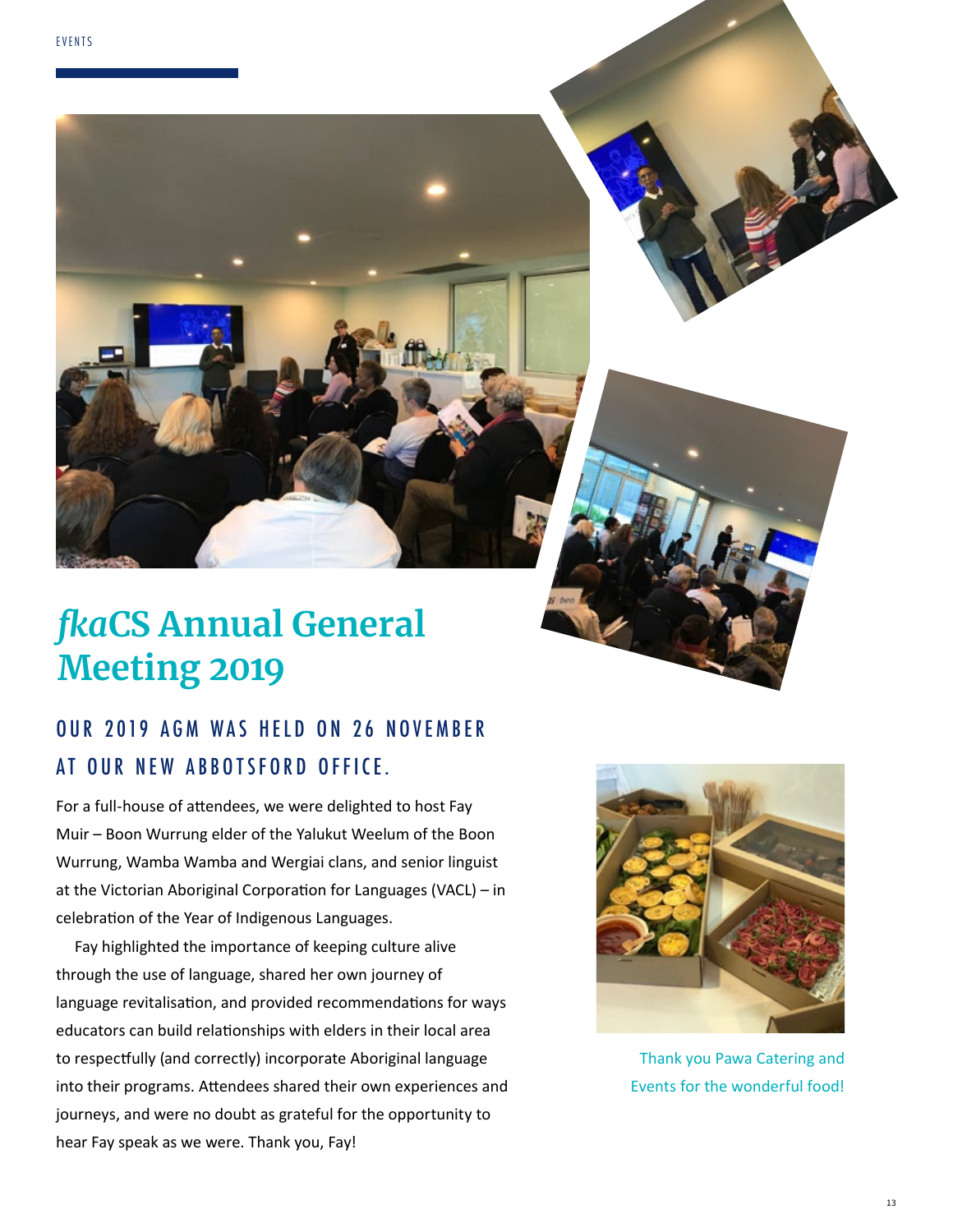# *fka*CS Annual General Meeting 2019

## OUR 2019 AGM WAS HELD ON 26 NOVEMBER AT OUR NEW ABBOTSFORD OFFICE.

For a full-house of attendees, we were delighted to host Fay Muir – Boon Wurrung elder of the Yalukut Weelum of the Boon Wurrung, Wamba Wamba and Wergiai clans, and senior linguist at the Victorian Aboriginal Corporation for Languages (VACL) – in celebration of the Year of Indigenous Languages.

Fay highlighted the importance of keeping culture alive through the use of language, shared her own journey of language revitalisation, and provided recommendations for ways educators can build relationships with elders in their local area to respectfully (and correctly) incorporate Aboriginal language into their programs. Attendees shared their own experiences and journeys, and were no doubt as grateful for the opportunity to hear Fay speak as we were. Thank you, Fay!

Thank you Pawa Catering and Events for the wonderful food!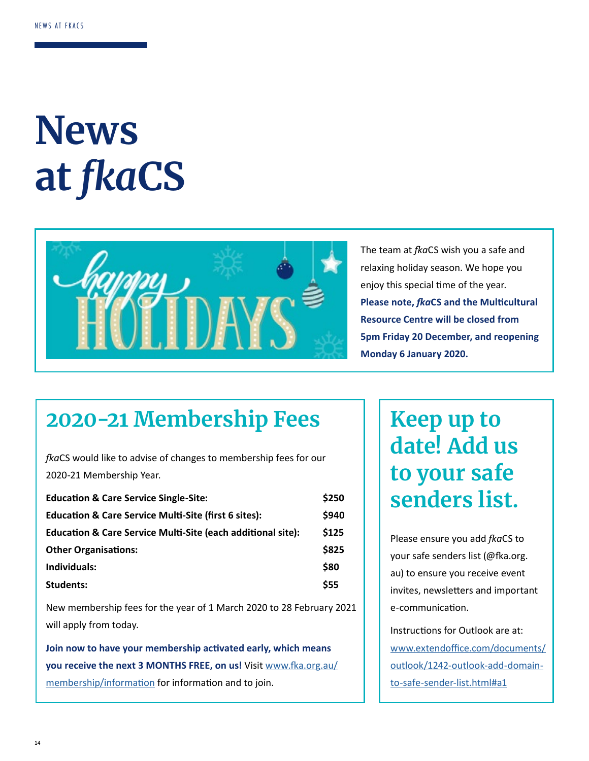# News at *fka*CS

The team at *fka*CS wish you a safe and relaxing holiday season. We hope you enjoy this special time of the year. **Please note, *fka*CS and the Multicultural Resource Centre will be closed from 5pm Friday 20 December, and reopening Monday 6 January 2020.**

## 2020-21 Membership Fees

*fka*CS would like to advise of changes to membership fees for our 2020-21 Membership Year.

| | |
|---|---|
| **Education & Care Service Single-Site:** | **$250** |
| **Education & Care Service Multi-Site (first 6 sites):** | **$940** |
| **Education & Care Service Multi-Site (each additional site):** | **$125** |
| **Other Organisations:** | **$825** |
| **Individuals:** | **$80** |
| **Students:** | **$55** |

New membership fees for the year of 1 March 2020 to 28 February 2021 will apply from today.

**Join now to have your membership activated early, which means you receive the next 3 MONTHS FREE, on us!** Visit www.fka.org.au/membership/information for information and to join.

## Keep up to date! Add us to your safe senders list.

Please ensure you add *fka*CS to your safe senders list (@fka.org.au) to ensure you receive event invites, newsletters and important e-communication.

Instructions for Outlook are at: www.extendoffice.com/documents/outlook/1242-outlook-add-domain-to-safe-sender-list.html#a1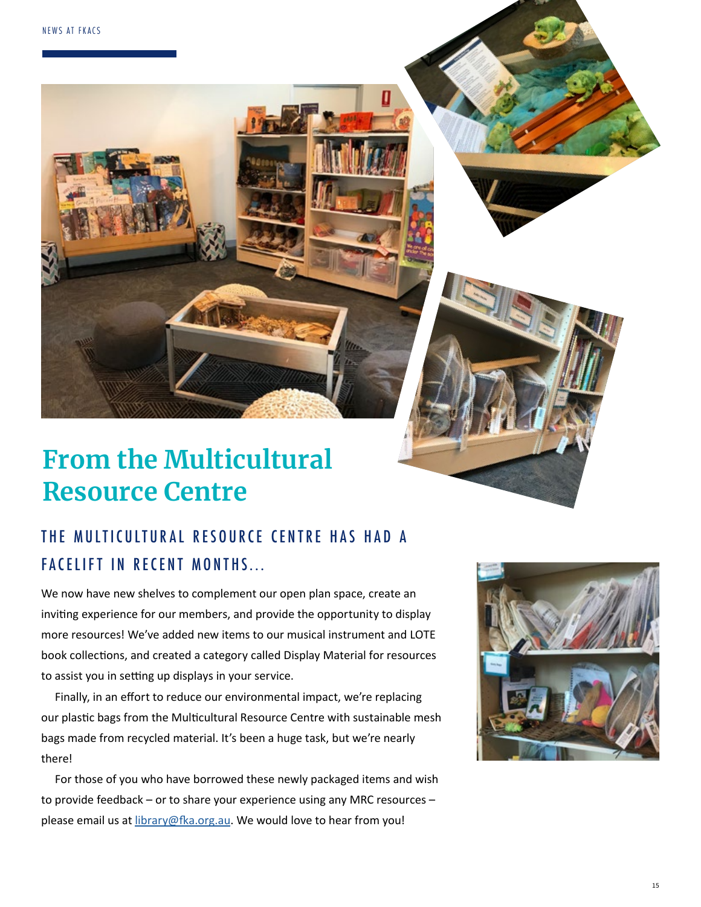# From the Multicultural Resource Centre

## THE MULTICULTURAL RESOURCE CENTRE HAS HAD A FACELIFT IN RECENT MONTHS...

We now have new shelves to complement our open plan space, create an inviting experience for our members, and provide the opportunity to display more resources! We've added new items to our musical instrument and LOTE book collections, and created a category called Display Material for resources to assist you in setting up displays in your service.

Finally, in an effort to reduce our environmental impact, we're replacing our plastic bags from the Multicultural Resource Centre with sustainable mesh bags made from recycled material. It's been a huge task, but we're nearly there!

For those of you who have borrowed these newly packaged items and wish to provide feedback – or to share your experience using any MRC resources – please email us at library@fka.org.au. We would love to hear from you!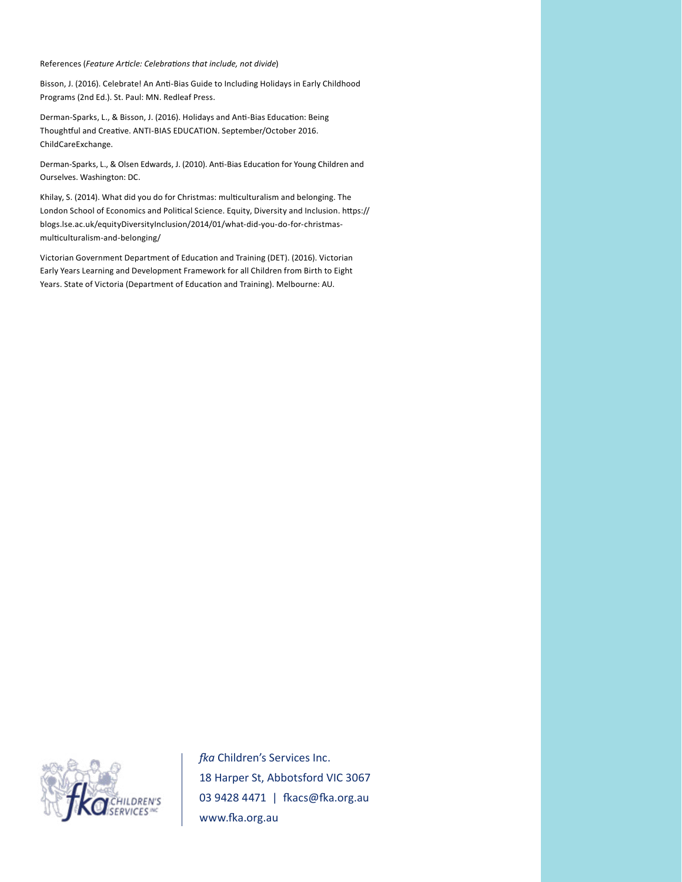References (*Feature Article: Celebrations that include, not divide*)

Bisson, J. (2016). Celebrate! An Anti-Bias Guide to Including Holidays in Early Childhood Programs (2nd Ed.). St. Paul: MN. Redleaf Press.

Derman-Sparks, L., & Bisson, J. (2016). Holidays and Anti-Bias Education: Being Thoughtful and Creative. ANTI-BIAS EDUCATION. September/October 2016. ChildCareExchange.

Derman-Sparks, L., & Olsen Edwards, J. (2010). Anti-Bias Education for Young Children and Ourselves. Washington: DC.

Khilay, S. (2014). What did you do for Christmas: multiculturalism and belonging. The London School of Economics and Political Science. Equity, Diversity and Inclusion. https://blogs.lse.ac.uk/equityDiversityInclusion/2014/01/what-did-you-do-for-christmas-multiculturalism-and-belonging/

Victorian Government Department of Education and Training (DET). (2016). Victorian Early Years Learning and Development Framework for all Children from Birth to Eight Years. State of Victoria (Department of Education and Training). Melbourne: AU.

*fka* Children's Services Inc.
18 Harper St, Abbotsford VIC 3067
03 9428 4471 | fkacs@fka.org.au
www.fka.org.au